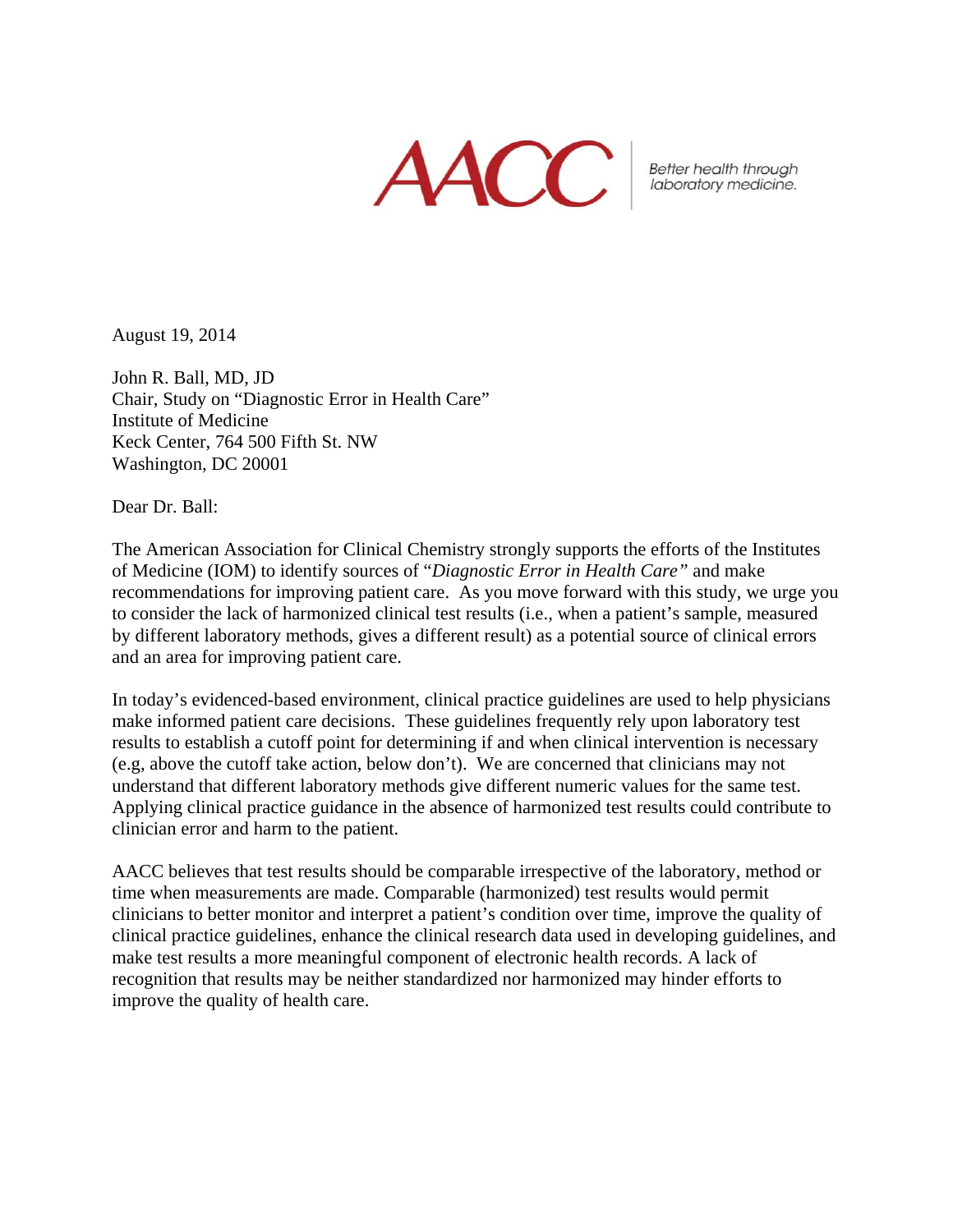AACC

Better health through laboratory medicine.

August 19, 2014

John R. Ball, MD, JD
Chair, Study on "Diagnostic Error in Health Care"
Institute of Medicine
Keck Center, 764 500 Fifth St. NW
Washington, DC 20001

Dear Dr. Ball:

The American Association for Clinical Chemistry strongly supports the efforts of the Institutes of Medicine (IOM) to identify sources of "*Diagnostic Error in Health Care*" and make recommendations for improving patient care. As you move forward with this study, we urge you to consider the lack of harmonized clinical test results (i.e., when a patient's sample, measured by different laboratory methods, gives a different result) as a potential source of clinical errors and an area for improving patient care.

In today's evidenced-based environment, clinical practice guidelines are used to help physicians make informed patient care decisions. These guidelines frequently rely upon laboratory test results to establish a cutoff point for determining if and when clinical intervention is necessary (e.g, above the cutoff take action, below don't). We are concerned that clinicians may not understand that different laboratory methods give different numeric values for the same test. Applying clinical practice guidance in the absence of harmonized test results could contribute to clinician error and harm to the patient.

AACC believes that test results should be comparable irrespective of the laboratory, method or time when measurements are made. Comparable (harmonized) test results would permit clinicians to better monitor and interpret a patient's condition over time, improve the quality of clinical practice guidelines, enhance the clinical research data used in developing guidelines, and make test results a more meaningful component of electronic health records. A lack of recognition that results may be neither standardized nor harmonized may hinder efforts to improve the quality of health care.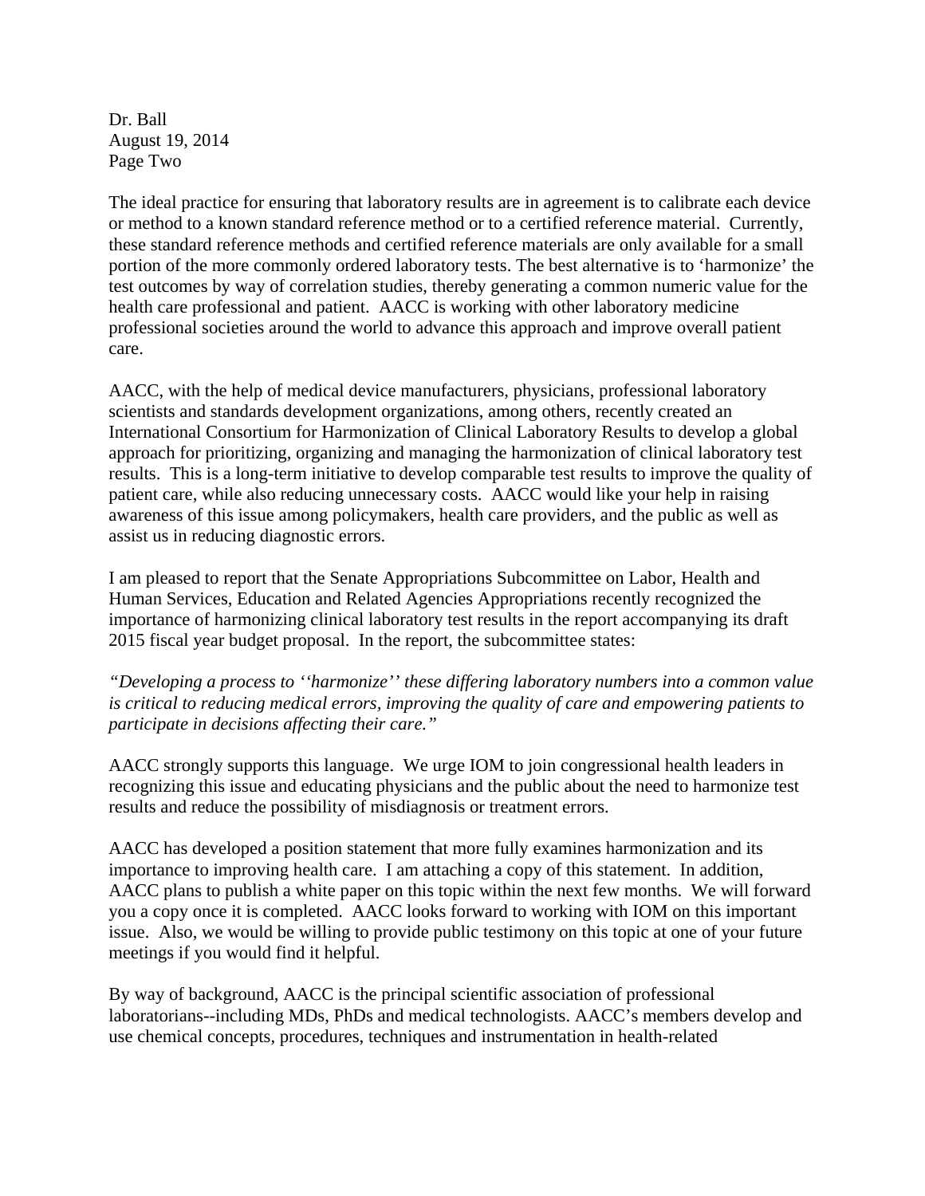The ideal practice for ensuring that laboratory results are in agreement is to calibrate each device or method to a known standard reference method or to a certified reference material. Currently, these standard reference methods and certified reference materials are only available for a small portion of the more commonly ordered laboratory tests. The best alternative is to 'harmonize' the test outcomes by way of correlation studies, thereby generating a common numeric value for the health care professional and patient. AACC is working with other laboratory medicine professional societies around the world to advance this approach and improve overall patient care.

AACC, with the help of medical device manufacturers, physicians, professional laboratory scientists and standards development organizations, among others, recently created an International Consortium for Harmonization of Clinical Laboratory Results to develop a global approach for prioritizing, organizing and managing the harmonization of clinical laboratory test results. This is a long-term initiative to develop comparable test results to improve the quality of patient care, while also reducing unnecessary costs. AACC would like your help in raising awareness of this issue among policymakers, health care providers, and the public as well as assist us in reducing diagnostic errors.

I am pleased to report that the Senate Appropriations Subcommittee on Labor, Health and Human Services, Education and Related Agencies Appropriations recently recognized the importance of harmonizing clinical laboratory test results in the report accompanying its draft 2015 fiscal year budget proposal. In the report, the subcommittee states:

*"Developing a process to ''harmonize'' these differing laboratory numbers into a common value is critical to reducing medical errors, improving the quality of care and empowering patients to participate in decisions affecting their care."*

AACC strongly supports this language. We urge IOM to join congressional health leaders in recognizing this issue and educating physicians and the public about the need to harmonize test results and reduce the possibility of misdiagnosis or treatment errors.

AACC has developed a position statement that more fully examines harmonization and its importance to improving health care. I am attaching a copy of this statement. In addition, AACC plans to publish a white paper on this topic within the next few months. We will forward you a copy once it is completed. AACC looks forward to working with IOM on this important issue. Also, we would be willing to provide public testimony on this topic at one of your future meetings if you would find it helpful.

By way of background, AACC is the principal scientific association of professional laboratorians--including MDs, PhDs and medical technologists. AACC's members develop and use chemical concepts, procedures, techniques and instrumentation in health-related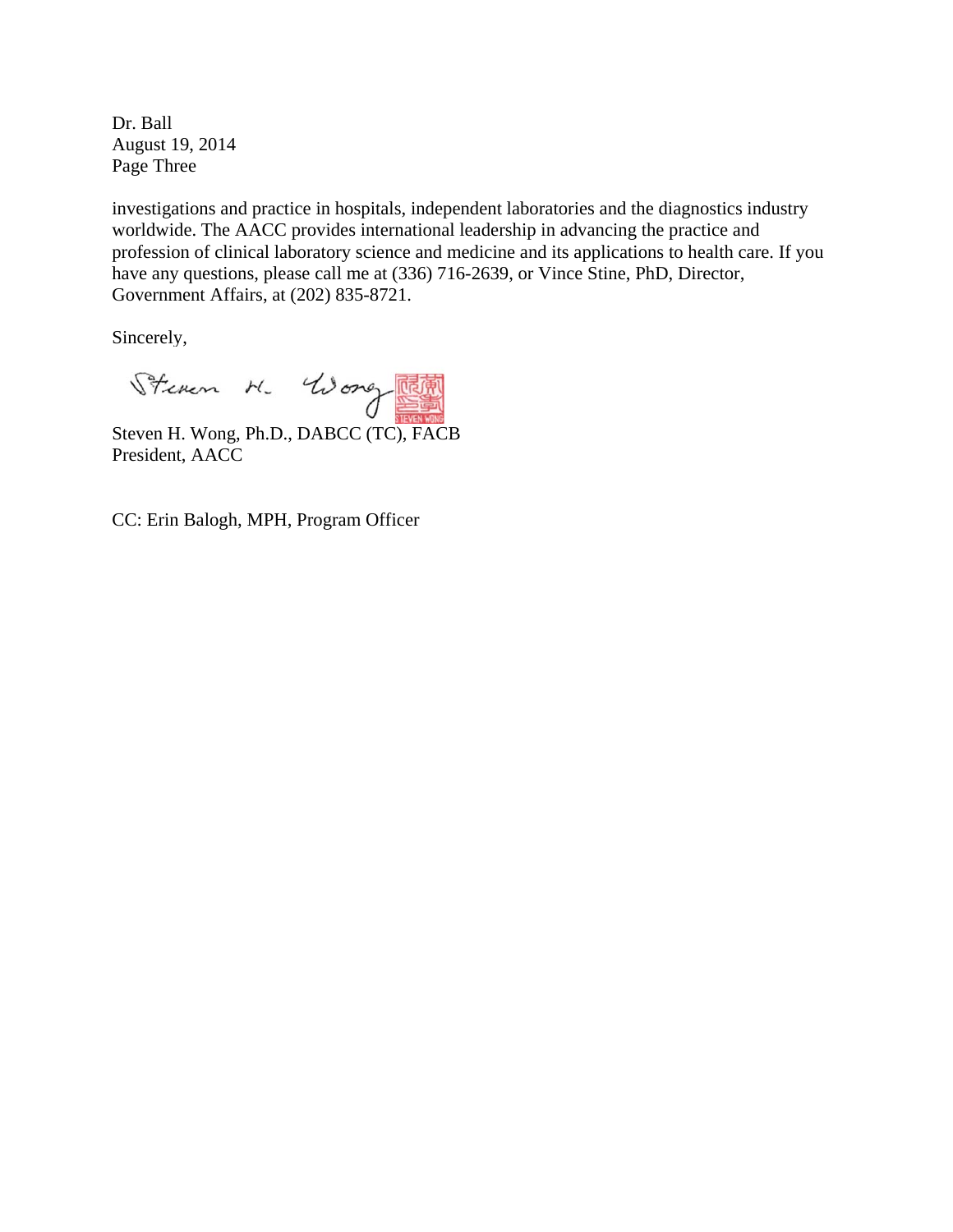Dr. Ball
August 19, 2014
Page Three

investigations and practice in hospitals, independent laboratories and the diagnostics industry worldwide. The AACC provides international leadership in advancing the practice and profession of clinical laboratory science and medicine and its applications to health care. If you have any questions, please call me at (336) 716-2639, or Vince Stine, PhD, Director, Government Affairs, at (202) 835-8721.

Sincerely,

Steven H. Wong, Ph.D., DABCC (TC), FACB
President, AACC

CC: Erin Balogh, MPH, Program Officer